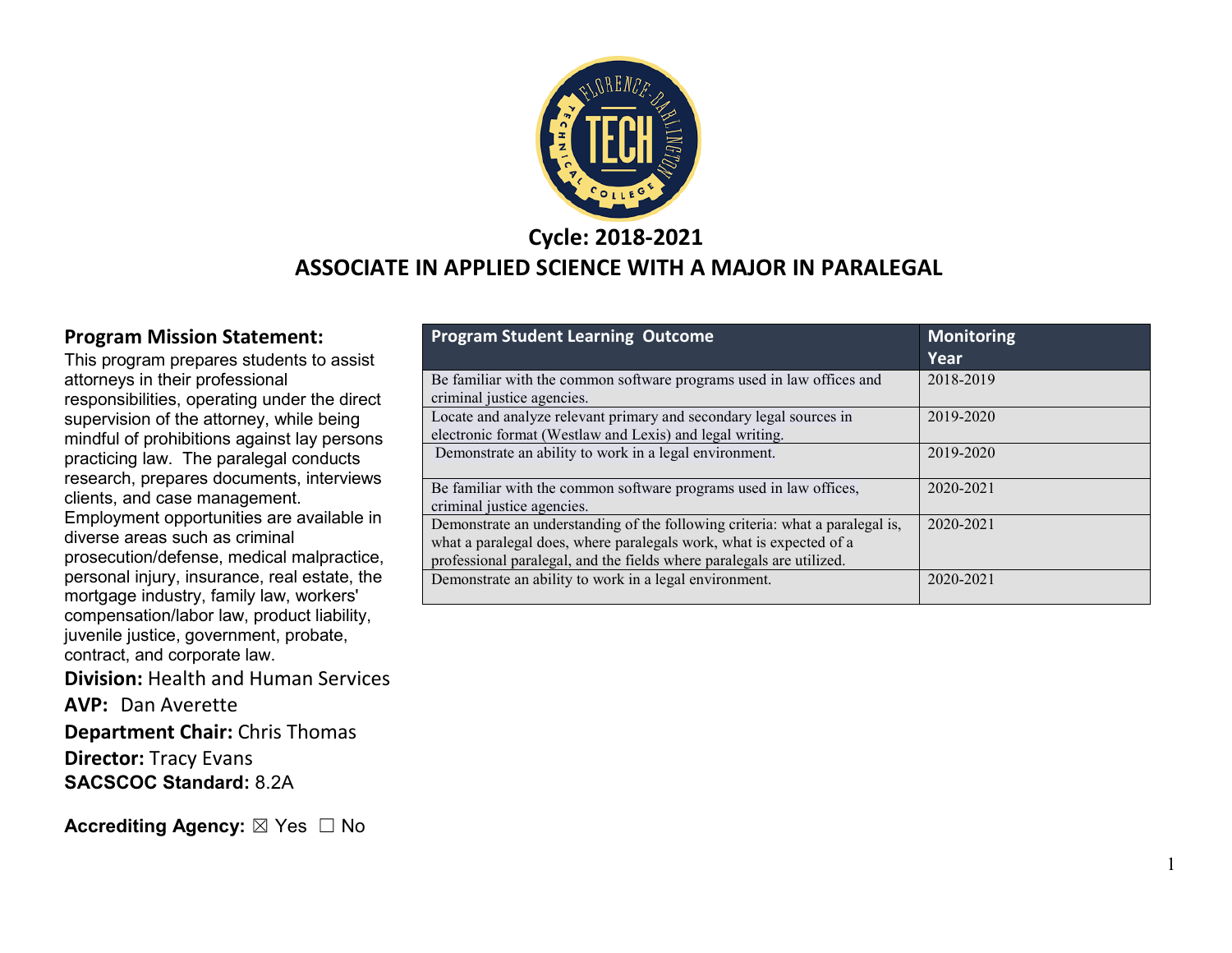## Cycle: 2018-2021

# ASSOCIATE IN APPLIED SCIENCE WITH A MAJOR IN PARALEGAL

**Program Mission Statement:**
This program prepares students to assist attorneys in their professional responsibilities, operating under the direct supervision of the attorney, while being mindful of prohibitions against lay persons practicing law. The paralegal conducts research, prepares documents, interviews clients, and case management. Employment opportunities are available in diverse areas such as criminal prosecution/defense, medical malpractice, personal injury, insurance, real estate, the mortgage industry, family law, workers' compensation/labor law, product liability, juvenile justice, government, probate, contract, and corporate law.

**Division:** Health and Human Services

**AVP:** Dan Averette

**Department Chair:** Chris Thomas

**Director:** Tracy Evans

**SACSCOC Standard:** 8.2A

**Accrediting Agency:** ☒ Yes ☐ No

| Program Student Learning Outcome | Monitoring Year |
|---|---|
| Be familiar with the common software programs used in law offices and criminal justice agencies. | 2018-2019 |
| Locate and analyze relevant primary and secondary legal sources in electronic format (Westlaw and Lexis) and legal writing. | 2019-2020 |
| Demonstrate an ability to work in a legal environment. | 2019-2020 |
| Be familiar with the common software programs used in law offices, criminal justice agencies. | 2020-2021 |
| Demonstrate an understanding of the following criteria: what a paralegal is, what a paralegal does, where paralegals work, what is expected of a professional paralegal, and the fields where paralegals are utilized. | 2020-2021 |
| Demonstrate an ability to work in a legal environment. | 2020-2021 |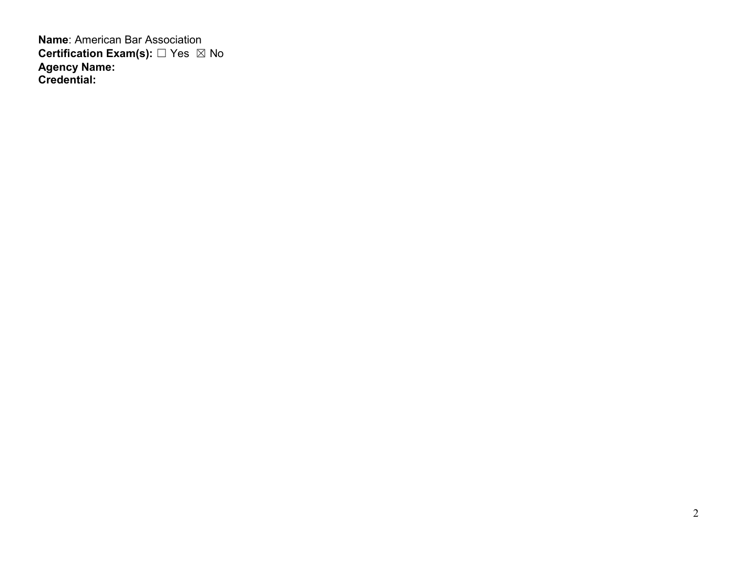**Name**: American Bar Association
**Certification Exam(s):** ☐ Yes ☒ No
**Agency Name:**
**Credential:**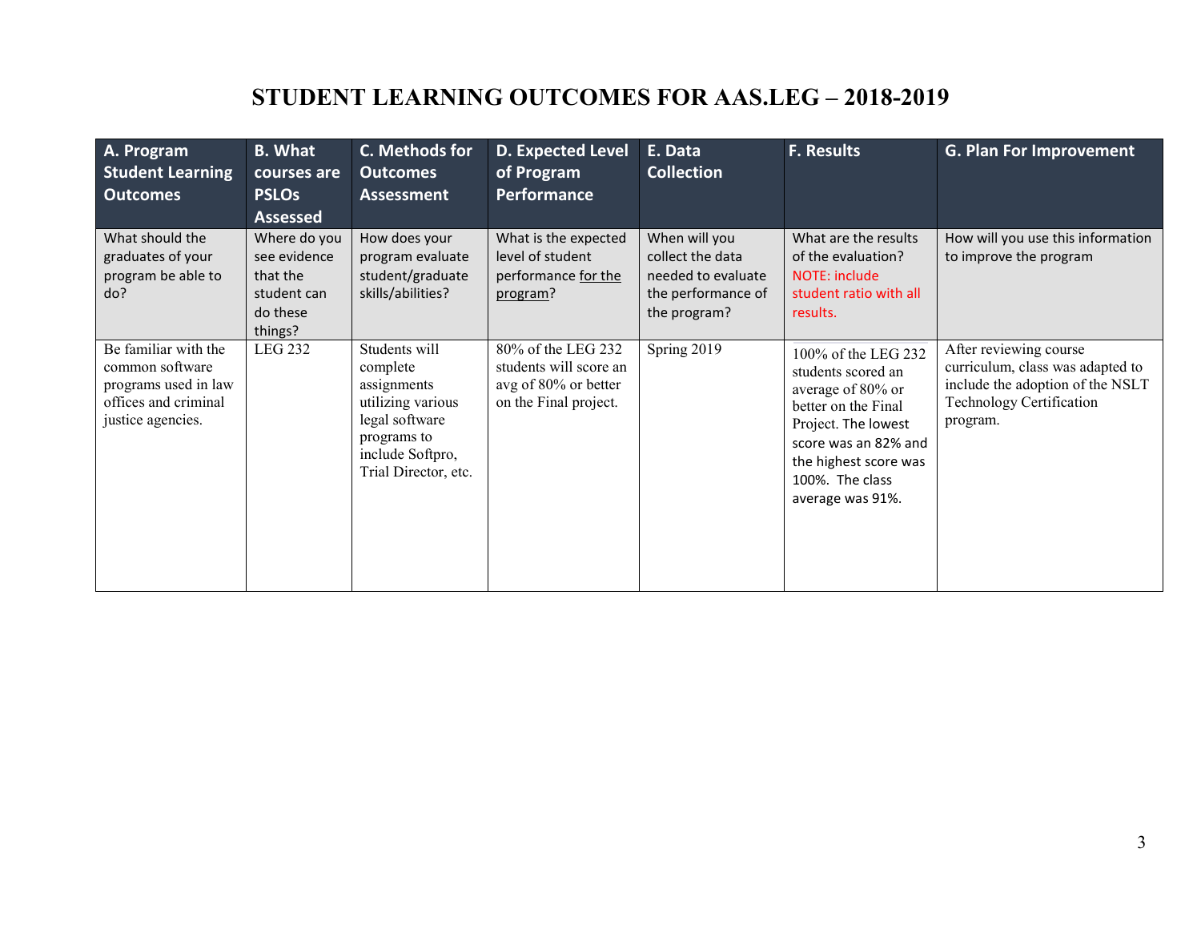# STUDENT LEARNING OUTCOMES FOR AAS.LEG – 2018-2019

| A. Program Student Learning Outcomes | B. What courses are PSLOs Assessed | C. Methods for Outcomes Assessment | D. Expected Level of Program Performance | E. Data Collection | F. Results | G. Plan For Improvement |
|---|---|---|---|---|---|---|
| What should the graduates of your program be able to do? | Where do you see evidence that the student can do these things? | How does your program evaluate student/graduate skills/abilities? | What is the expected level of student performance for the program? | When will you collect the data needed to evaluate the performance of the program? | What are the results of the evaluation? NOTE: include student ratio with all results. | How will you use this information to improve the program |
| Be familiar with the common software programs used in law offices and criminal justice agencies. | LEG 232 | Students will complete assignments utilizing various legal software programs to include Softpro, Trial Director, etc. | 80% of the LEG 232 students will score an avg of 80% or better on the Final project. | Spring 2019 | 100% of the LEG 232 students scored an average of 80% or better on the Final Project. The lowest score was an 82% and the highest score was 100%. The class average was 91%. | After reviewing course curriculum, class was adapted to include the adoption of the NSLT Technology Certification program. |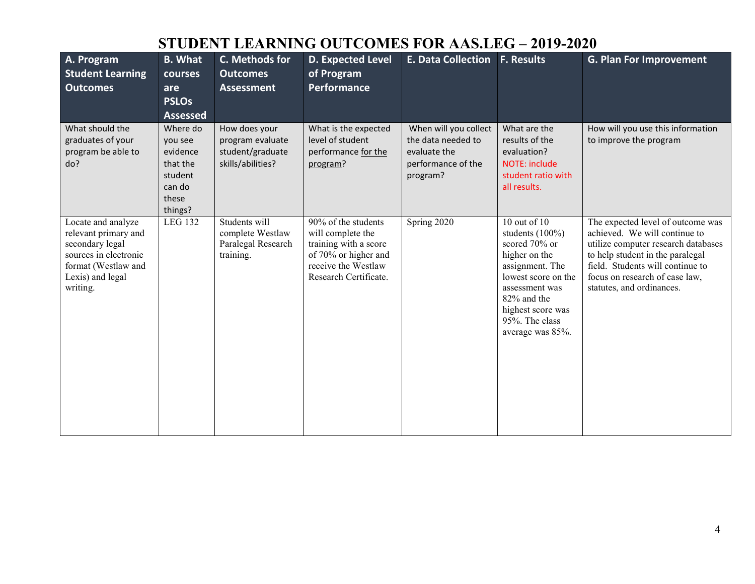# STUDENT LEARNING OUTCOMES FOR AAS.LEG – 2019-2020

| A. Program Student Learning Outcomes | B. What courses are PSLOs Assessed | C. Methods for Outcomes Assessment | D. Expected Level of Program Performance | E. Data Collection | F. Results | G. Plan For Improvement |
|---|---|---|---|---|---|---|
| What should the graduates of your program be able to do? | Where do you see evidence that the student can do these things? | How does your program evaluate student/graduate skills/abilities? | What is the expected level of student performance for the program? | When will you collect the data needed to evaluate the performance of the program? | What are the results of the evaluation? NOTE: include student ratio with all results. | How will you use this information to improve the program |
| Locate and analyze relevant primary and secondary legal sources in electronic format (Westlaw and Lexis) and legal writing. | LEG 132 | Students will complete Westlaw Paralegal Research training. | 90% of the students will complete the training with a score of 70% or higher and receive the Westlaw Research Certificate. | Spring 2020 | 10 out of 10 students (100%) scored 70% or higher on the assignment. The lowest score on the assessment was 82% and the highest score was 95%. The class average was 85%. | The expected level of outcome was achieved. We will continue to utilize computer research databases to help student in the paralegal field. Students will continue to focus on research of case law, statutes, and ordinances. |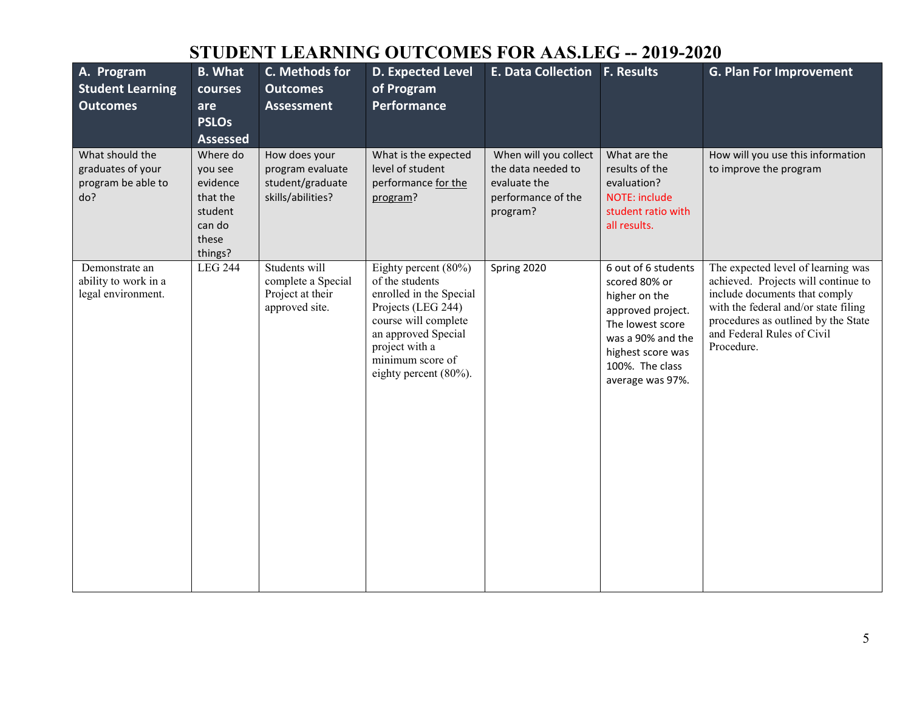# STUDENT LEARNING OUTCOMES FOR AAS.LEG -- 2019-2020

| A. Program Student Learning Outcomes | B. What courses are PSLOs Assessed | C. Methods for Outcomes Assessment | D. Expected Level of Program Performance | E. Data Collection | F. Results | G. Plan For Improvement |
|---|---|---|---|---|---|---|
| What should the graduates of your program be able to do? | Where do you see evidence that the student can do these things? | How does your program evaluate student/graduate skills/abilities? | What is the expected level of student performance for the program? | When will you collect the data needed to evaluate the performance of the program? | What are the results of the evaluation? NOTE: include student ratio with all results. | How will you use this information to improve the program |
| Demonstrate an ability to work in a legal environment. | LEG 244 | Students will complete a Special Project at their approved site. | Eighty percent (80%) of the students enrolled in the Special Projects (LEG 244) course will complete an approved Special project with a minimum score of eighty percent (80%). | Spring 2020 | 6 out of 6 students scored 80% or higher on the approved project. The lowest score was a 90% and the highest score was 100%. The class average was 97%. | The expected level of learning was achieved. Projects will continue to include documents that comply with the federal and/or state filing procedures as outlined by the State and Federal Rules of Civil Procedure. |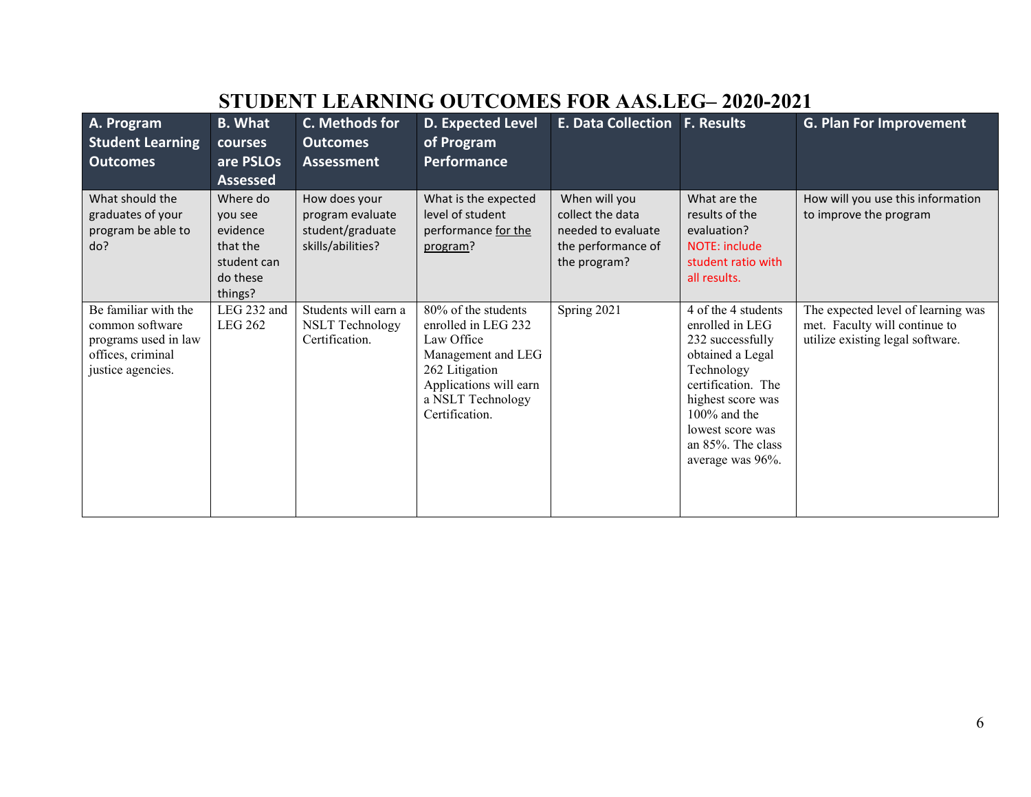# STUDENT LEARNING OUTCOMES FOR AAS.LEG– 2020-2021

| A. Program Student Learning Outcomes | B. What courses are PSLOs Assessed | C. Methods for Outcomes Assessment | D. Expected Level of Program Performance | E. Data Collection | F. Results | G. Plan For Improvement |
|---|---|---|---|---|---|---|
| What should the graduates of your program be able to do? | Where do you see evidence that the student can do these things? | How does your program evaluate student/graduate skills/abilities? | What is the expected level of student performance for the program? | When will you collect the data needed to evaluate the performance of the program? | What are the results of the evaluation? NOTE: include student ratio with all results. | How will you use this information to improve the program |
| Be familiar with the common software programs used in law offices, criminal justice agencies. | LEG 232 and LEG 262 | Students will earn a NSLT Technology Certification. | 80% of the students enrolled in LEG 232 Law Office Management and LEG 262 Litigation Applications will earn a NSLT Technology Certification. | Spring 2021 | 4 of the 4 students enrolled in LEG 232 successfully obtained a Legal Technology certification. The highest score was 100% and the lowest score was an 85%. The class average was 96%. | The expected level of learning was met. Faculty will continue to utilize existing legal software. |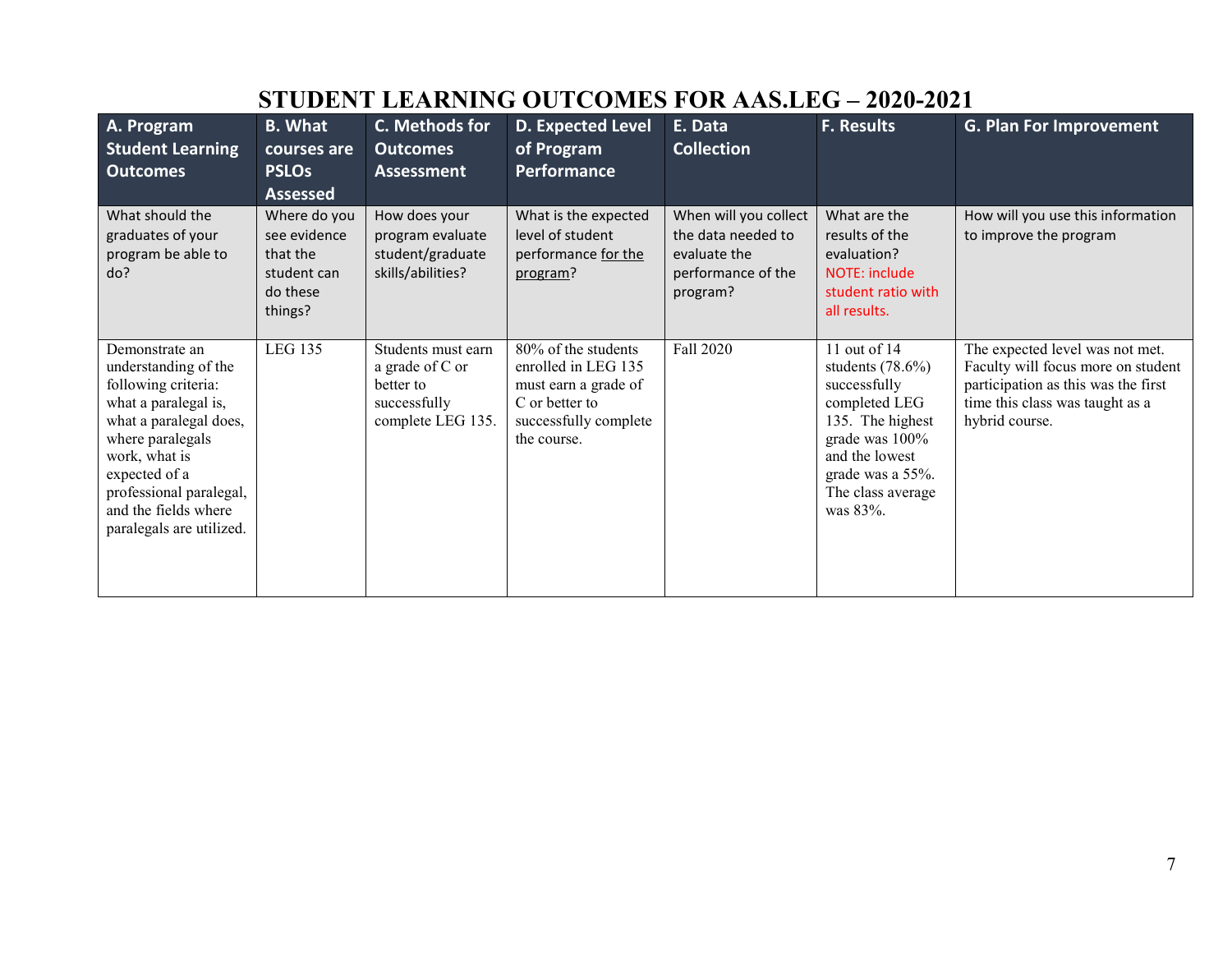# STUDENT LEARNING OUTCOMES FOR AAS.LEG – 2020-2021

| A. Program Student Learning Outcomes | B. What courses are PSLOs Assessed | C. Methods for Outcomes Assessment | D. Expected Level of Program Performance | E. Data Collection | F. Results | G. Plan For Improvement |
|---|---|---|---|---|---|---|
| What should the graduates of your program be able to do? | Where do you see evidence that the student can do these things? | How does your program evaluate student/graduate skills/abilities? | What is the expected level of student performance for the program? | When will you collect the data needed to evaluate the performance of the program? | What are the results of the evaluation? NOTE: include student ratio with all results. | How will you use this information to improve the program |
| Demonstrate an understanding of the following criteria: what a paralegal is, what a paralegal does, where paralegals work, what is expected of a professional paralegal, and the fields where paralegals are utilized. | LEG 135 | Students must earn a grade of C or better to successfully complete LEG 135. | 80% of the students enrolled in LEG 135 must earn a grade of C or better to successfully complete the course. | Fall 2020 | 11 out of 14 students (78.6%) successfully completed LEG 135. The highest grade was 100% and the lowest grade was a 55%. The class average was 83%. | The expected level was not met. Faculty will focus more on student participation as this was the first time this class was taught as a hybrid course. |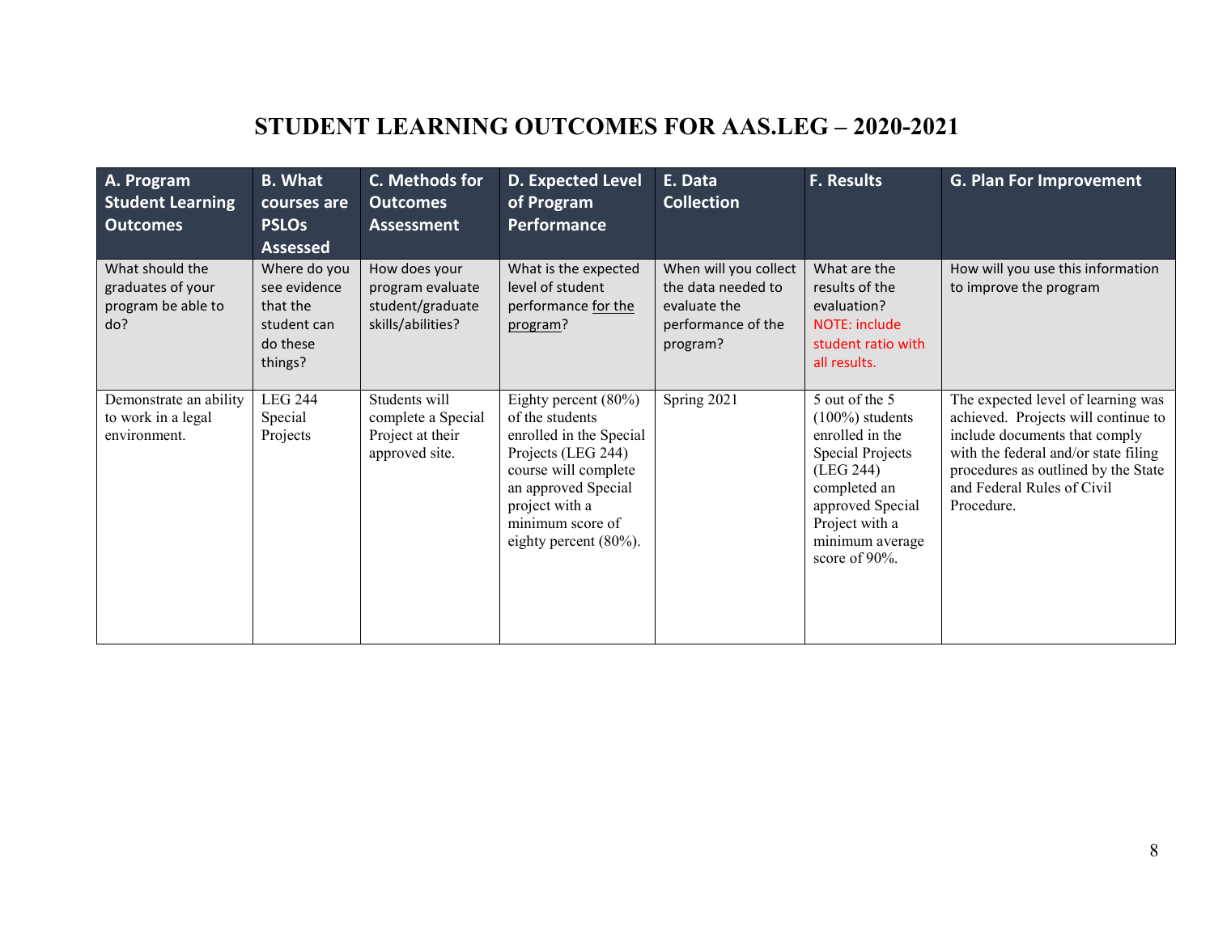# STUDENT LEARNING OUTCOMES FOR AAS.LEG – 2020-2021

| A. Program Student Learning Outcomes | B. What courses are PSLOs Assessed | C. Methods for Outcomes Assessment | D. Expected Level of Program Performance | E. Data Collection | F. Results | G. Plan For Improvement |
|---|---|---|---|---|---|---|
| What should the graduates of your program be able to do? | Where do you see evidence that the student can do these things? | How does your program evaluate student/graduate skills/abilities? | What is the expected level of student performance for the program? | When will you collect the data needed to evaluate the performance of the program? | What are the results of the evaluation? NOTE: include student ratio with all results. | How will you use this information to improve the program |
| Demonstrate an ability to work in a legal environment. | LEG 244 Special Projects | Students will complete a Special Project at their approved site. | Eighty percent (80%) of the students enrolled in the Special Projects (LEG 244) course will complete an approved Special project with a minimum score of eighty percent (80%). | Spring 2021 | 5 out of the 5 (100%) students enrolled in the Special Projects (LEG 244) completed an approved Special Project with a minimum average score of 90%. | The expected level of learning was achieved. Projects will continue to include documents that comply with the federal and/or state filing procedures as outlined by the State and Federal Rules of Civil Procedure. |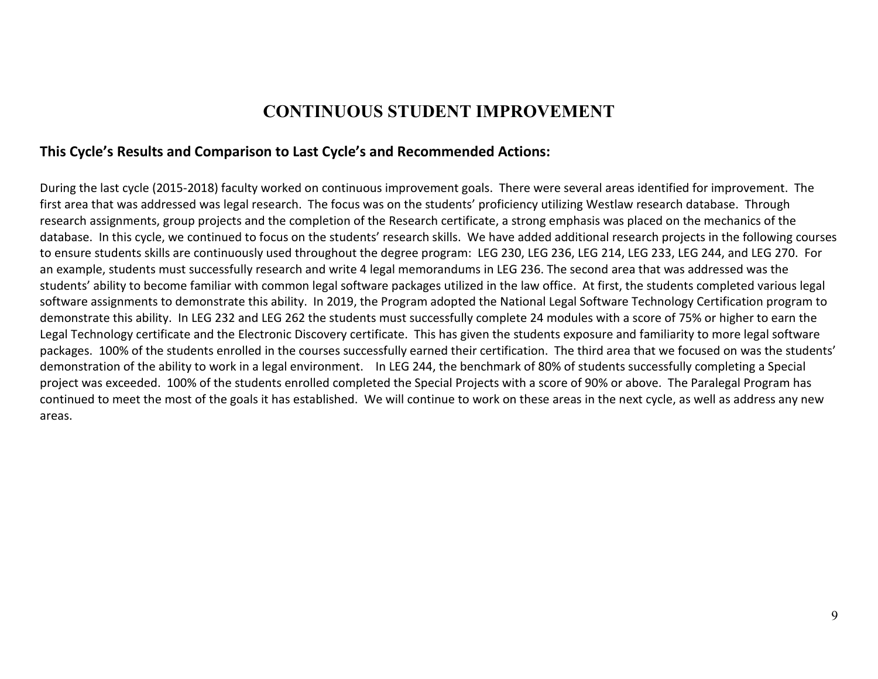# CONTINUOUS STUDENT IMPROVEMENT

### This Cycle's Results and Comparison to Last Cycle's and Recommended Actions:

During the last cycle (2015-2018) faculty worked on continuous improvement goals. There were several areas identified for improvement. The first area that was addressed was legal research. The focus was on the students' proficiency utilizing Westlaw research database. Through research assignments, group projects and the completion of the Research certificate, a strong emphasis was placed on the mechanics of the database. In this cycle, we continued to focus on the students' research skills. We have added additional research projects in the following courses to ensure students skills are continuously used throughout the degree program: LEG 230, LEG 236, LEG 214, LEG 233, LEG 244, and LEG 270. For an example, students must successfully research and write 4 legal memorandums in LEG 236. The second area that was addressed was the students' ability to become familiar with common legal software packages utilized in the law office. At first, the students completed various legal software assignments to demonstrate this ability. In 2019, the Program adopted the National Legal Software Technology Certification program to demonstrate this ability. In LEG 232 and LEG 262 the students must successfully complete 24 modules with a score of 75% or higher to earn the Legal Technology certificate and the Electronic Discovery certificate. This has given the students exposure and familiarity to more legal software packages. 100% of the students enrolled in the courses successfully earned their certification. The third area that we focused on was the students' demonstration of the ability to work in a legal environment. In LEG 244, the benchmark of 80% of students successfully completing a Special project was exceeded. 100% of the students enrolled completed the Special Projects with a score of 90% or above. The Paralegal Program has continued to meet the most of the goals it has established. We will continue to work on these areas in the next cycle, as well as address any new areas.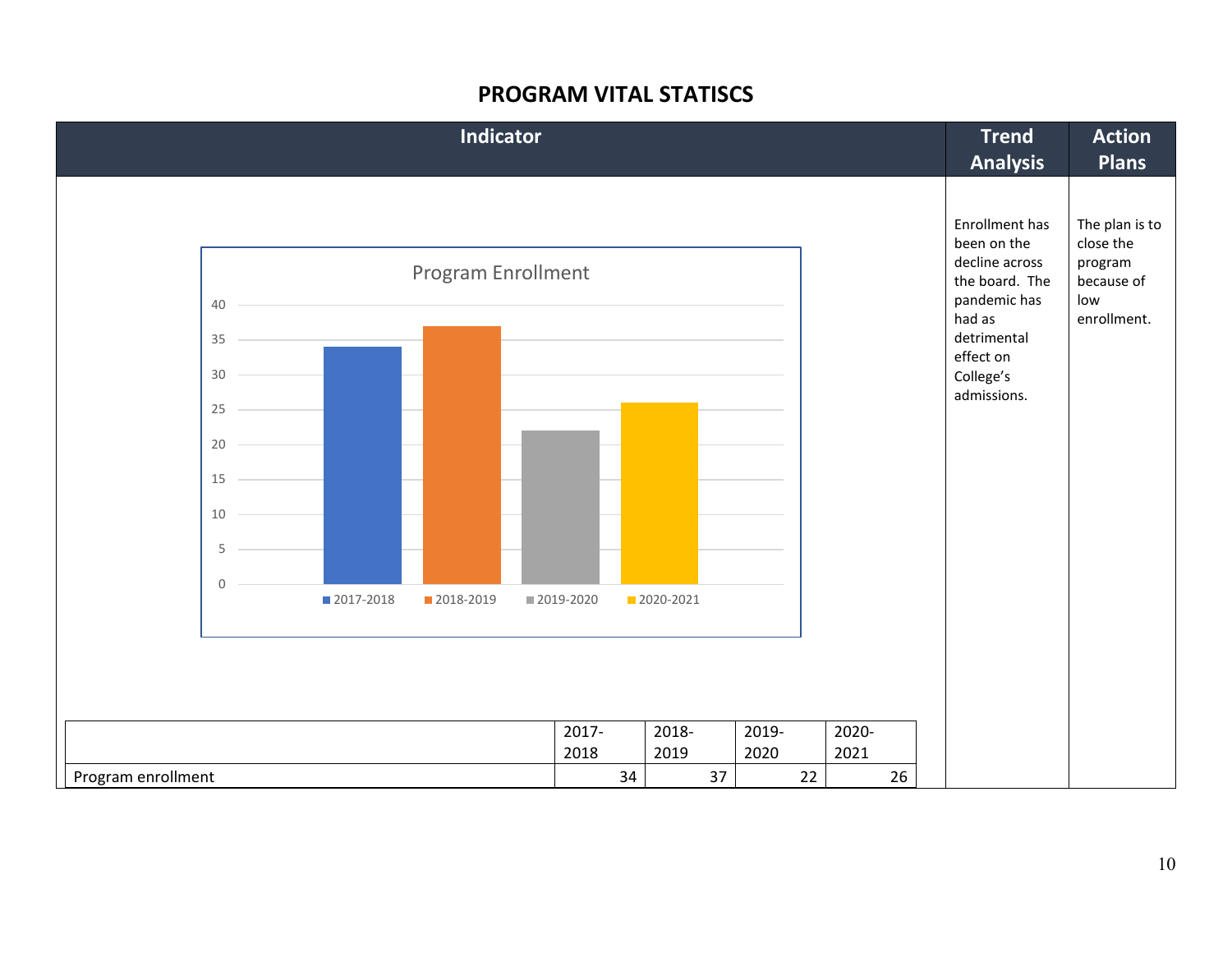## PROGRAM VITAL STATISCS

| Indicator | Trend Analysis | Action Plans |
|---|---|---|
| Program Enrollment (chart) | Enrollment has been on the decline across the board. The pandemic has had as detrimental effect on College's admissions. | The plan is to close the program because of low enrollment. |

| | 2017-2018 | 2018-2019 | 2019-2020 | 2020-2021 |
|---|---|---|---|---|
| Program enrollment | 34 | 37 | 22 | 26 |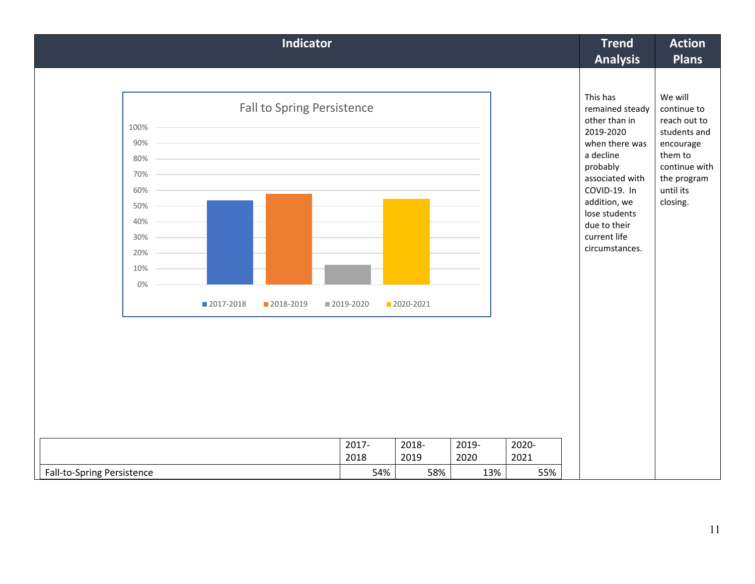| Indicator | Trend Analysis | Action Plans |
| --- | --- | --- |
| Fall to Spring Persistence (chart: 2017-2018, 2018-2019, 2019-2020, 2020-2021) | This has remained steady other than in 2019-2020 when there was a decline probably associated with COVID-19. In addition, we lose students due to their current life circumstances. | We will continue to reach out to students and encourage them to continue with the program until its closing. |

| | 2017-2018 | 2018-2019 | 2019-2020 | 2020-2021 |
| --- | --- | --- | --- | --- |
| Fall-to-Spring Persistence | 54% | 58% | 13% | 55% |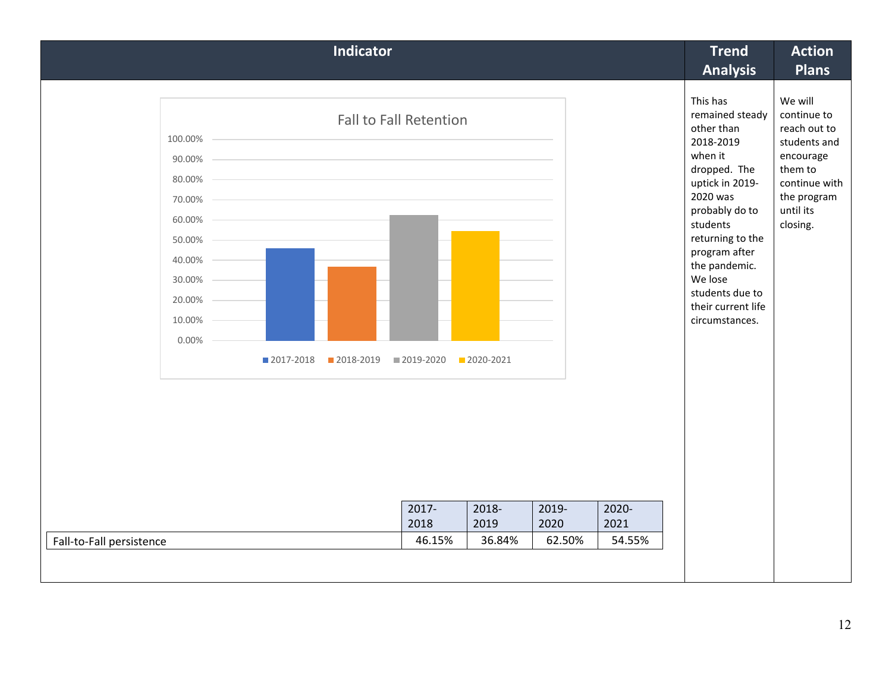| Indicator | Trend Analysis | Action Plans |
|---|---|---|
| Fall to Fall Retention (chart) | This has remained steady other than 2018-2019 when it dropped. The uptick in 2019-2020 was probably do to students returning to the program after the pandemic. We lose students due to their current life circumstances. | We will continue to reach out to students and encourage them to continue with the program until its closing. |

**Fall to Fall Retention**

| | 2017-2018 | 2018-2019 | 2019-2020 | 2020-2021 |
|---|---|---|---|---|
| Fall-to-Fall persistence | 46.15% | 36.84% | 62.50% | 54.55% |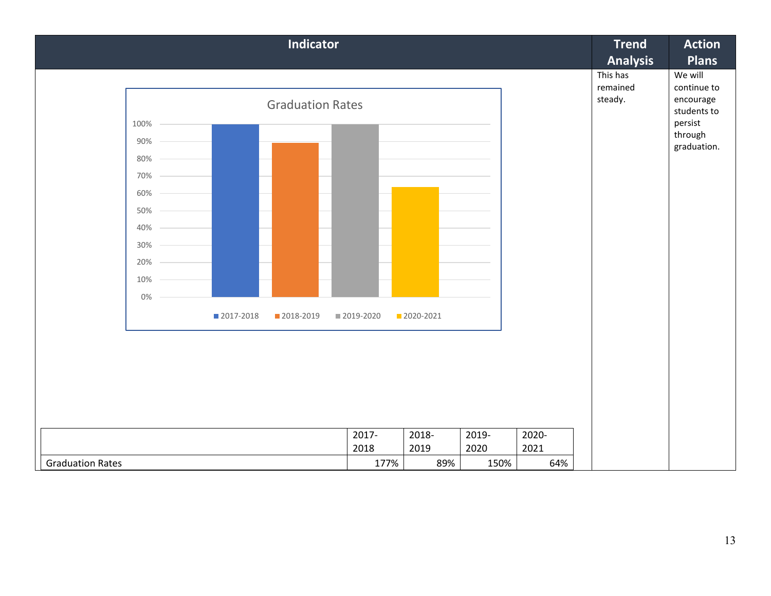| Indicator | Trend Analysis | Action Plans |
|---|---|---|
| Graduation Rates (chart) | This has remained steady. | We will continue to encourage students to persist through graduation. |

**Graduation Rates**

| | 2017-2018 | 2018-2019 | 2019-2020 | 2020-2021 |
|---|---|---|---|---|
| Graduation Rates | 177% | 89% | 150% | 64% |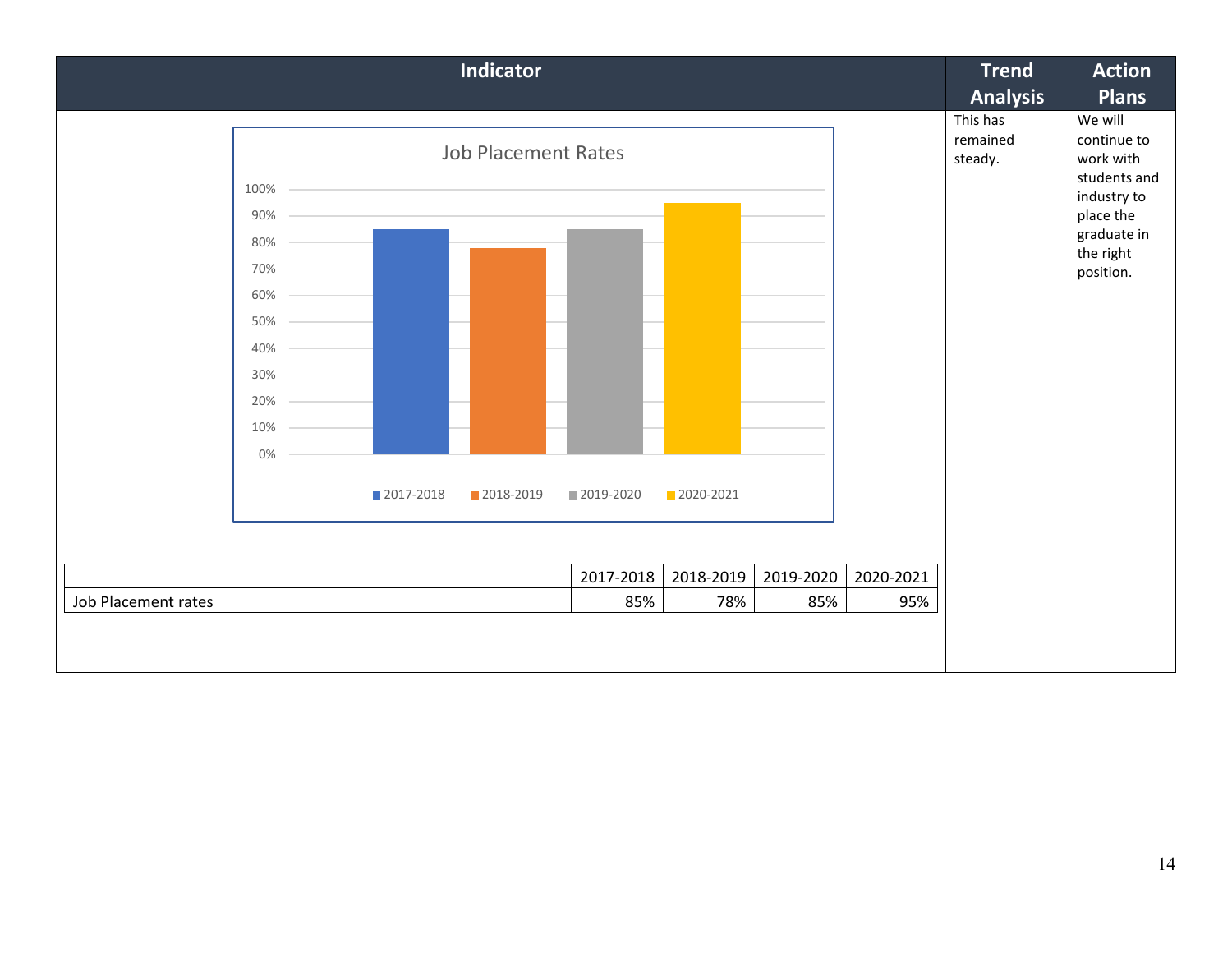| Indicator | Trend Analysis | Action Plans |
|---|---|---|
| Job Placement Rates (chart and data table below) | This has remained steady. | We will continue to work with students and industry to place the graduate in the right position. |

Job Placement Rates

100%
90%
80%
70%
60%
50%
40%
30%
20%
10%
0%

2017-2018 2018-2019 2019-2020 2020-2021

| | 2017-2018 | 2018-2019 | 2019-2020 | 2020-2021 |
|---|---|---|---|---|
| Job Placement rates | 85% | 78% | 85% | 95% |